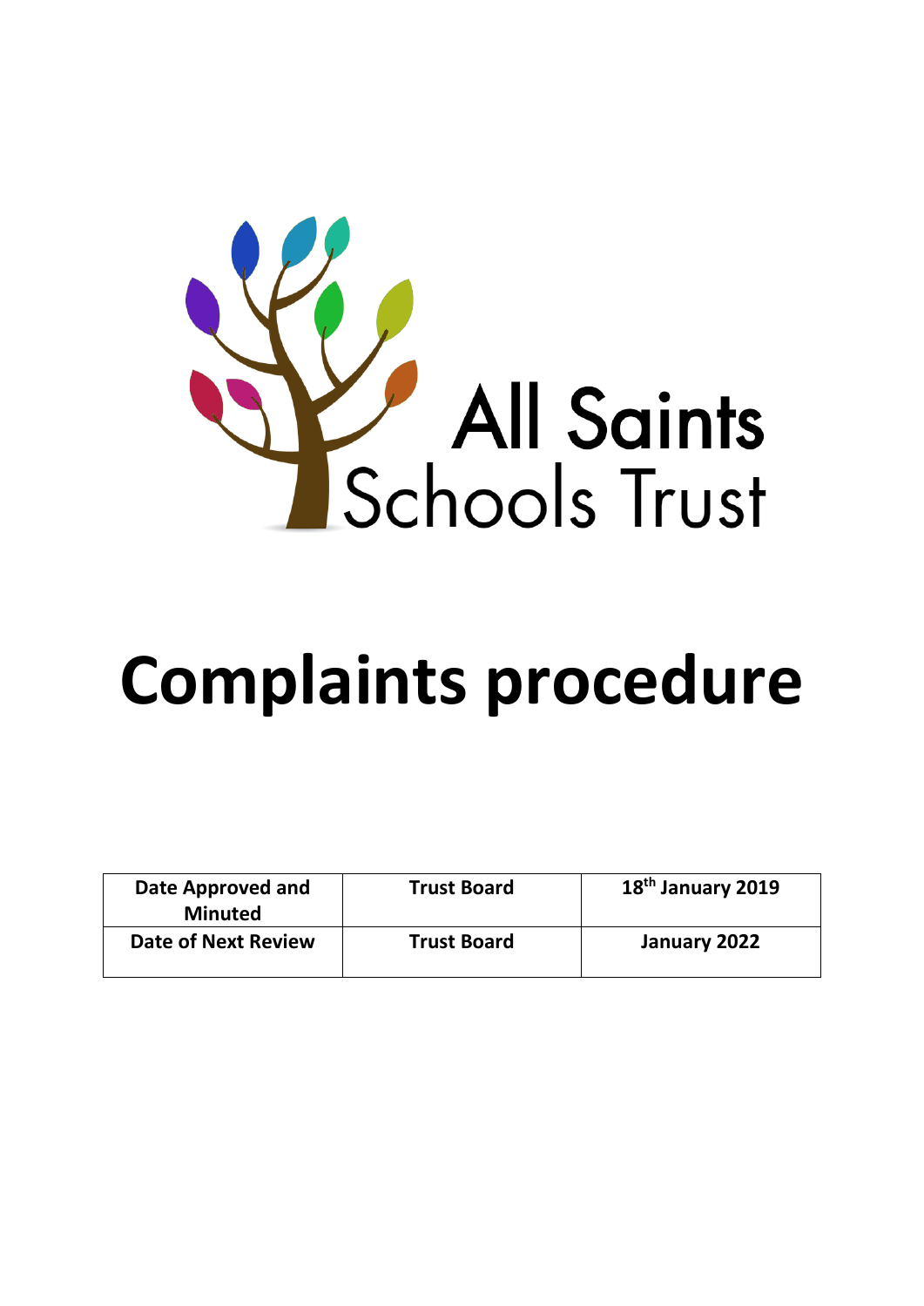All Saints Schools Trust

# Complaints procedure

| Date Approved and Minuted | Trust Board | 18th January 2019 |
| --- | --- | --- |
| Date of Next Review | Trust Board | January 2022 |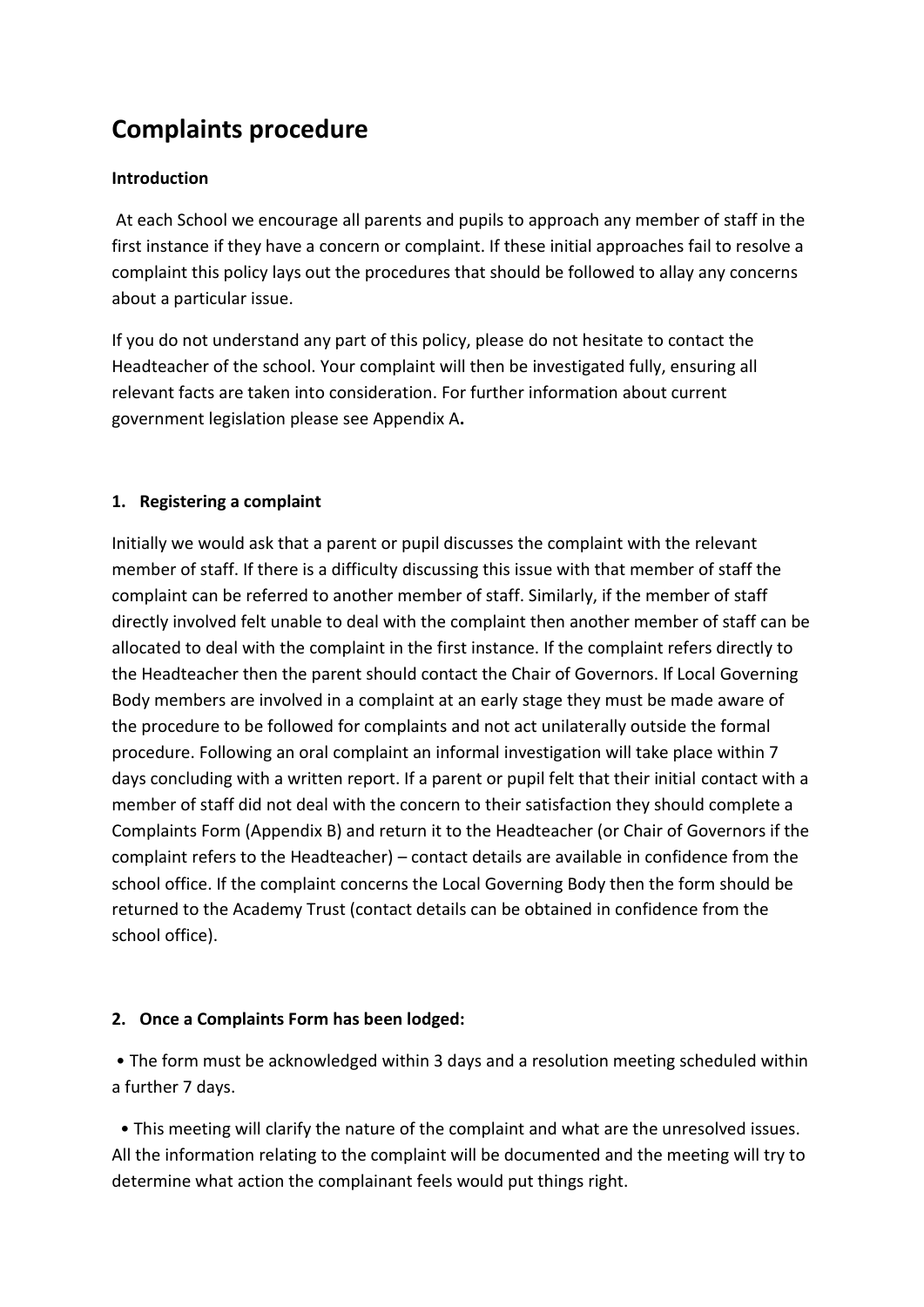# Complaints procedure

**Introduction**

At each School we encourage all parents and pupils to approach any member of staff in the first instance if they have a concern or complaint. If these initial approaches fail to resolve a complaint this policy lays out the procedures that should be followed to allay any concerns about a particular issue.

If you do not understand any part of this policy, please do not hesitate to contact the Headteacher of the school. Your complaint will then be investigated fully, ensuring all relevant facts are taken into consideration. For further information about current government legislation please see Appendix A**.**

**1. Registering a complaint**

Initially we would ask that a parent or pupil discusses the complaint with the relevant member of staff. If there is a difficulty discussing this issue with that member of staff the complaint can be referred to another member of staff. Similarly, if the member of staff directly involved felt unable to deal with the complaint then another member of staff can be allocated to deal with the complaint in the first instance. If the complaint refers directly to the Headteacher then the parent should contact the Chair of Governors. If Local Governing Body members are involved in a complaint at an early stage they must be made aware of the procedure to be followed for complaints and not act unilaterally outside the formal procedure. Following an oral complaint an informal investigation will take place within 7 days concluding with a written report. If a parent or pupil felt that their initial contact with a member of staff did not deal with the concern to their satisfaction they should complete a Complaints Form (Appendix B) and return it to the Headteacher (or Chair of Governors if the complaint refers to the Headteacher) – contact details are available in confidence from the school office. If the complaint concerns the Local Governing Body then the form should be returned to the Academy Trust (contact details can be obtained in confidence from the school office).

**2. Once a Complaints Form has been lodged:**

- The form must be acknowledged within 3 days and a resolution meeting scheduled within a further 7 days.
- This meeting will clarify the nature of the complaint and what are the unresolved issues. All the information relating to the complaint will be documented and the meeting will try to determine what action the complainant feels would put things right.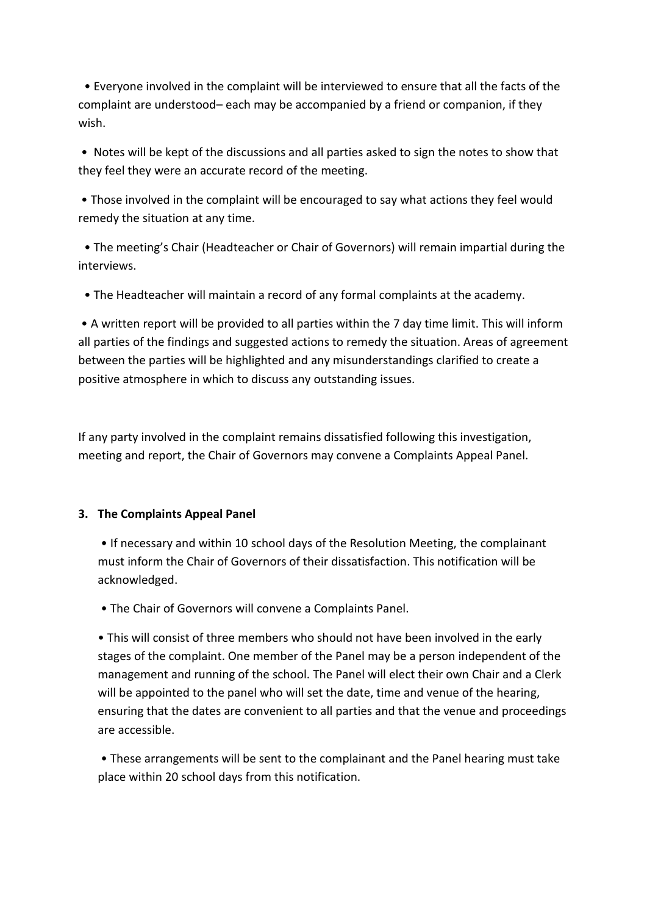- Everyone involved in the complaint will be interviewed to ensure that all the facts of the complaint are understood– each may be accompanied by a friend or companion, if they wish.
- Notes will be kept of the discussions and all parties asked to sign the notes to show that they feel they were an accurate record of the meeting.
- Those involved in the complaint will be encouraged to say what actions they feel would remedy the situation at any time.
- The meeting's Chair (Headteacher or Chair of Governors) will remain impartial during the interviews.
- The Headteacher will maintain a record of any formal complaints at the academy.
- A written report will be provided to all parties within the 7 day time limit. This will inform all parties of the findings and suggested actions to remedy the situation. Areas of agreement between the parties will be highlighted and any misunderstandings clarified to create a positive atmosphere in which to discuss any outstanding issues.

If any party involved in the complaint remains dissatisfied following this investigation, meeting and report, the Chair of Governors may convene a Complaints Appeal Panel.

**3. The Complaints Appeal Panel**

- If necessary and within 10 school days of the Resolution Meeting, the complainant must inform the Chair of Governors of their dissatisfaction. This notification will be acknowledged.
- The Chair of Governors will convene a Complaints Panel.
- This will consist of three members who should not have been involved in the early stages of the complaint. One member of the Panel may be a person independent of the management and running of the school. The Panel will elect their own Chair and a Clerk will be appointed to the panel who will set the date, time and venue of the hearing, ensuring that the dates are convenient to all parties and that the venue and proceedings are accessible.
- These arrangements will be sent to the complainant and the Panel hearing must take place within 20 school days from this notification.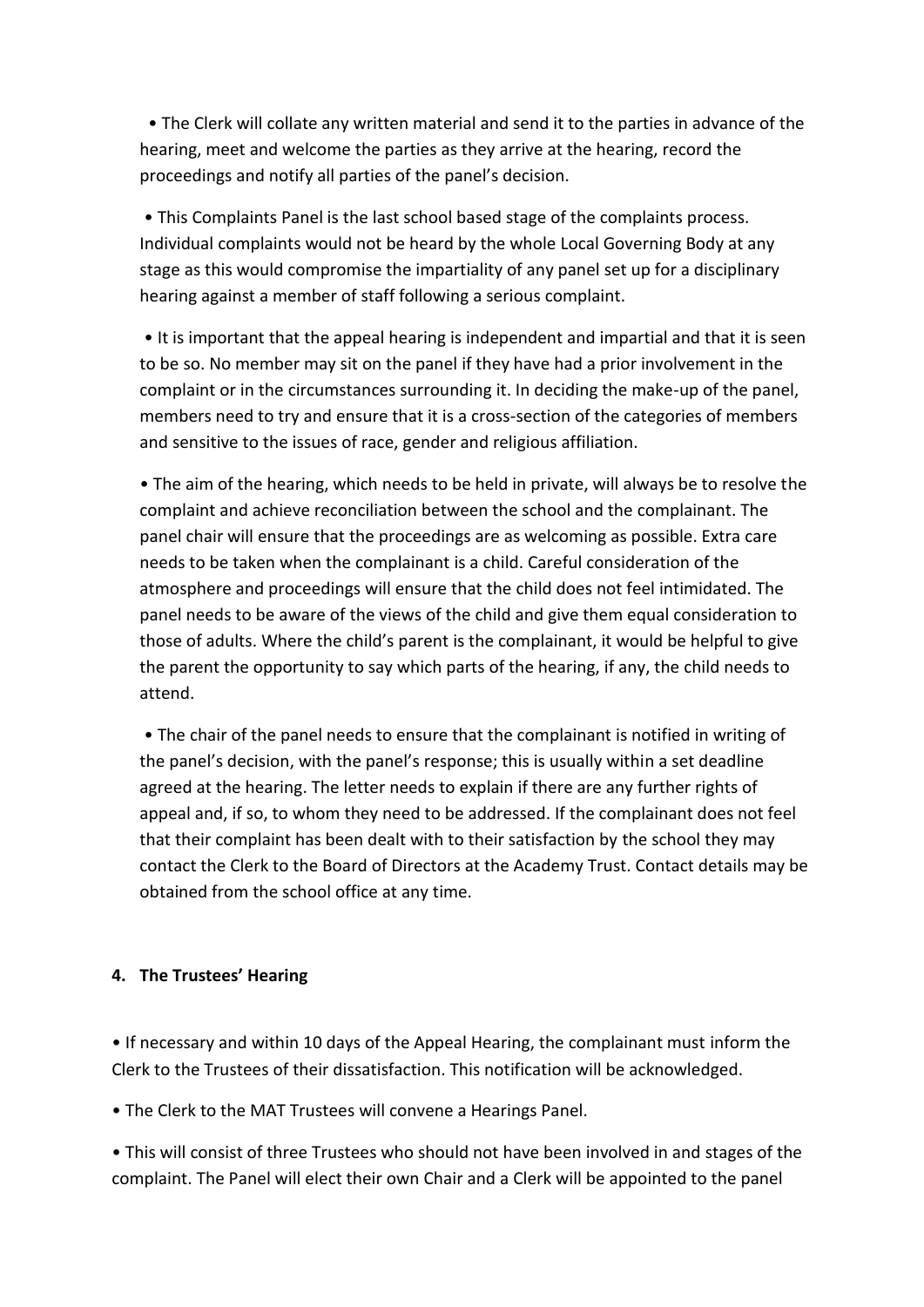- The Clerk will collate any written material and send it to the parties in advance of the hearing, meet and welcome the parties as they arrive at the hearing, record the proceedings and notify all parties of the panel's decision.

- This Complaints Panel is the last school based stage of the complaints process. Individual complaints would not be heard by the whole Local Governing Body at any stage as this would compromise the impartiality of any panel set up for a disciplinary hearing against a member of staff following a serious complaint.

- It is important that the appeal hearing is independent and impartial and that it is seen to be so. No member may sit on the panel if they have had a prior involvement in the complaint or in the circumstances surrounding it. In deciding the make-up of the panel, members need to try and ensure that it is a cross-section of the categories of members and sensitive to the issues of race, gender and religious affiliation.

- The aim of the hearing, which needs to be held in private, will always be to resolve the complaint and achieve reconciliation between the school and the complainant. The panel chair will ensure that the proceedings are as welcoming as possible. Extra care needs to be taken when the complainant is a child. Careful consideration of the atmosphere and proceedings will ensure that the child does not feel intimidated. The panel needs to be aware of the views of the child and give them equal consideration to those of adults. Where the child's parent is the complainant, it would be helpful to give the parent the opportunity to say which parts of the hearing, if any, the child needs to attend.

- The chair of the panel needs to ensure that the complainant is notified in writing of the panel's decision, with the panel's response; this is usually within a set deadline agreed at the hearing. The letter needs to explain if there are any further rights of appeal and, if so, to whom they need to be addressed. If the complainant does not feel that their complaint has been dealt with to their satisfaction by the school they may contact the Clerk to the Board of Directors at the Academy Trust. Contact details may be obtained from the school office at any time.

## 4. The Trustees' Hearing

- If necessary and within 10 days of the Appeal Hearing, the complainant must inform the Clerk to the Trustees of their dissatisfaction. This notification will be acknowledged.
- The Clerk to the MAT Trustees will convene a Hearings Panel.
- This will consist of three Trustees who should not have been involved in and stages of the complaint. The Panel will elect their own Chair and a Clerk will be appointed to the panel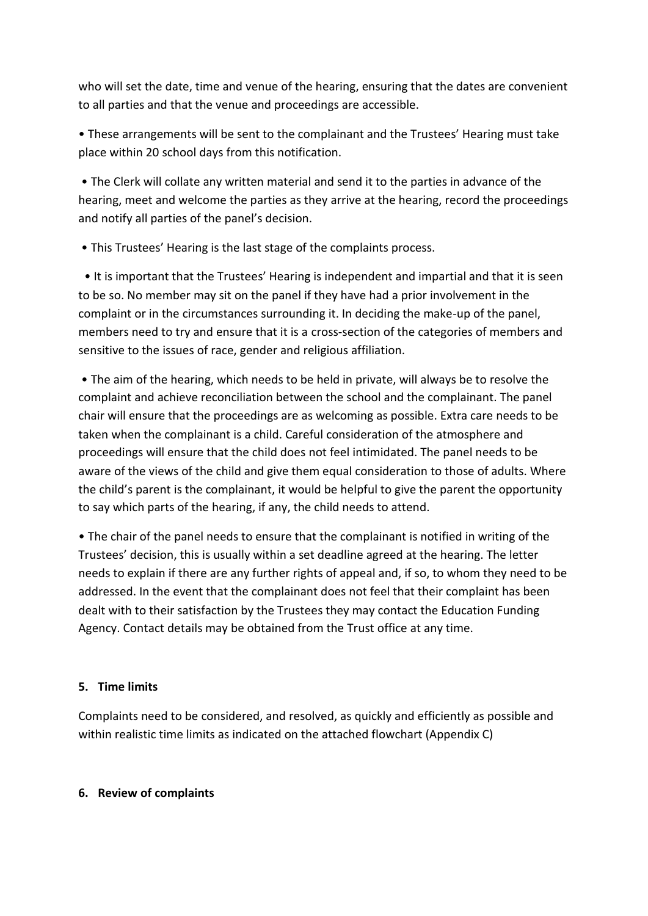who will set the date, time and venue of the hearing, ensuring that the dates are convenient to all parties and that the venue and proceedings are accessible.

• These arrangements will be sent to the complainant and the Trustees' Hearing must take place within 20 school days from this notification.

• The Clerk will collate any written material and send it to the parties in advance of the hearing, meet and welcome the parties as they arrive at the hearing, record the proceedings and notify all parties of the panel's decision.

• This Trustees' Hearing is the last stage of the complaints process.

• It is important that the Trustees' Hearing is independent and impartial and that it is seen to be so. No member may sit on the panel if they have had a prior involvement in the complaint or in the circumstances surrounding it. In deciding the make-up of the panel, members need to try and ensure that it is a cross-section of the categories of members and sensitive to the issues of race, gender and religious affiliation.

• The aim of the hearing, which needs to be held in private, will always be to resolve the complaint and achieve reconciliation between the school and the complainant. The panel chair will ensure that the proceedings are as welcoming as possible. Extra care needs to be taken when the complainant is a child. Careful consideration of the atmosphere and proceedings will ensure that the child does not feel intimidated. The panel needs to be aware of the views of the child and give them equal consideration to those of adults. Where the child's parent is the complainant, it would be helpful to give the parent the opportunity to say which parts of the hearing, if any, the child needs to attend.

• The chair of the panel needs to ensure that the complainant is notified in writing of the Trustees' decision, this is usually within a set deadline agreed at the hearing. The letter needs to explain if there are any further rights of appeal and, if so, to whom they need to be addressed. In the event that the complainant does not feel that their complaint has been dealt with to their satisfaction by the Trustees they may contact the Education Funding Agency. Contact details may be obtained from the Trust office at any time.

## 5. Time limits

Complaints need to be considered, and resolved, as quickly and efficiently as possible and within realistic time limits as indicated on the attached flowchart (Appendix C)

## 6. Review of complaints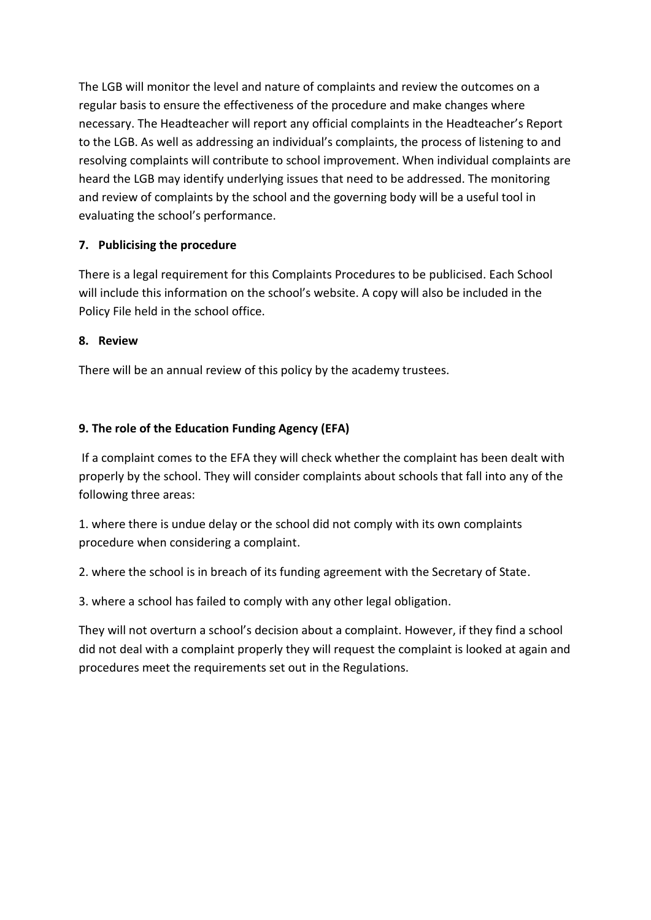The LGB will monitor the level and nature of complaints and review the outcomes on a regular basis to ensure the effectiveness of the procedure and make changes where necessary. The Headteacher will report any official complaints in the Headteacher's Report to the LGB. As well as addressing an individual's complaints, the process of listening to and resolving complaints will contribute to school improvement. When individual complaints are heard the LGB may identify underlying issues that need to be addressed. The monitoring and review of complaints by the school and the governing body will be a useful tool in evaluating the school's performance.

### 7. Publicising the procedure

There is a legal requirement for this Complaints Procedures to be publicised. Each School will include this information on the school's website. A copy will also be included in the Policy File held in the school office.

### 8. Review

There will be an annual review of this policy by the academy trustees.

### 9. The role of the Education Funding Agency (EFA)

If a complaint comes to the EFA they will check whether the complaint has been dealt with properly by the school. They will consider complaints about schools that fall into any of the following three areas:

1. where there is undue delay or the school did not comply with its own complaints procedure when considering a complaint.

2. where the school is in breach of its funding agreement with the Secretary of State.

3. where a school has failed to comply with any other legal obligation.

They will not overturn a school's decision about a complaint. However, if they find a school did not deal with a complaint properly they will request the complaint is looked at again and procedures meet the requirements set out in the Regulations.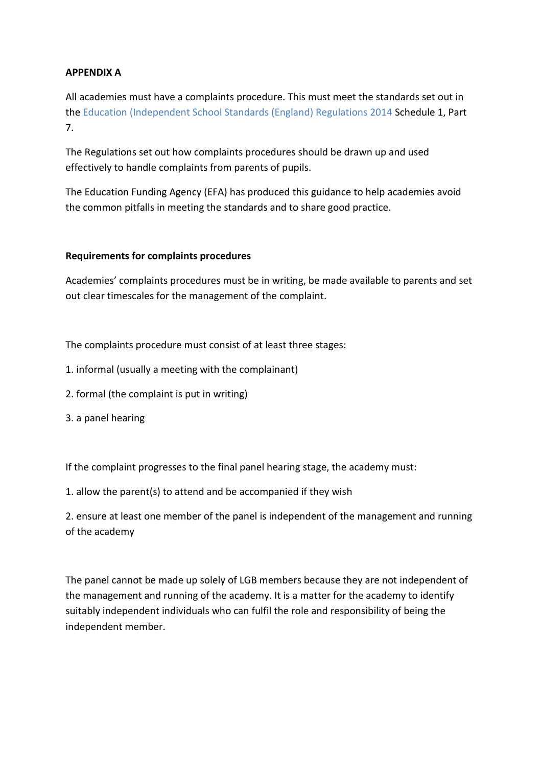**APPENDIX A**

All academies must have a complaints procedure. This must meet the standards set out in the Education (Independent School Standards (England) Regulations 2014 Schedule 1, Part 7.

The Regulations set out how complaints procedures should be drawn up and used effectively to handle complaints from parents of pupils.

The Education Funding Agency (EFA) has produced this guidance to help academies avoid the common pitfalls in meeting the standards and to share good practice.

**Requirements for complaints procedures**

Academies' complaints procedures must be in writing, be made available to parents and set out clear timescales for the management of the complaint.

The complaints procedure must consist of at least three stages:

1. informal (usually a meeting with the complainant)
2. formal (the complaint is put in writing)
3. a panel hearing

If the complaint progresses to the final panel hearing stage, the academy must:

1. allow the parent(s) to attend and be accompanied if they wish
2. ensure at least one member of the panel is independent of the management and running of the academy

The panel cannot be made up solely of LGB members because they are not independent of the management and running of the academy. It is a matter for the academy to identify suitably independent individuals who can fulfil the role and responsibility of being the independent member.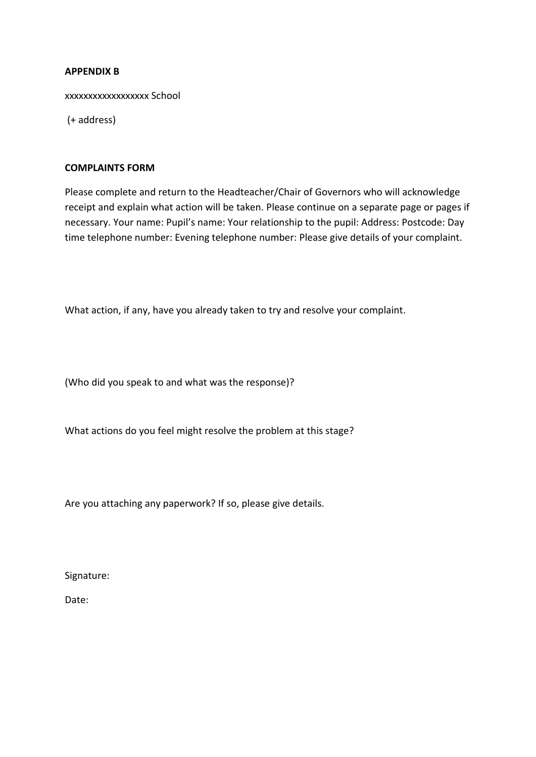**APPENDIX B**

xxxxxxxxxxxxxxxxxx School

(+ address)

**COMPLAINTS FORM**

Please complete and return to the Headteacher/Chair of Governors who will acknowledge receipt and explain what action will be taken. Please continue on a separate page or pages if necessary. Your name: Pupil's name: Your relationship to the pupil: Address: Postcode: Day time telephone number: Evening telephone number: Please give details of your complaint.

What action, if any, have you already taken to try and resolve your complaint.

(Who did you speak to and what was the response)?

What actions do you feel might resolve the problem at this stage?

Are you attaching any paperwork? If so, please give details.

Signature:

Date: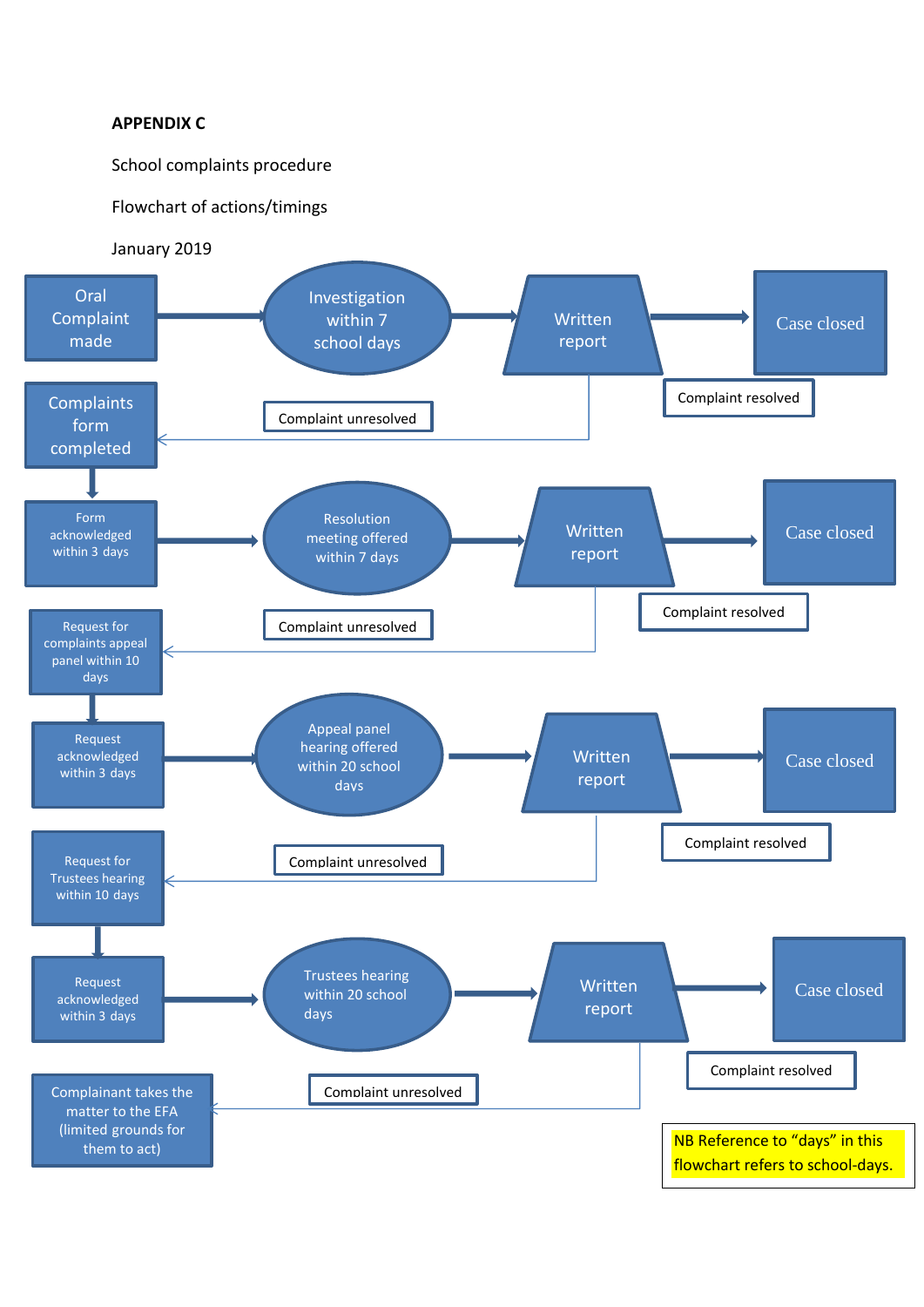**APPENDIX C**

School complaints procedure

Flowchart of actions/timings

January 2019

Oral Complaint made

Investigation within 7 school days

Written report

Case closed

Complaint resolved

Complaint unresolved

Complaints form completed

Form acknowledged within 3 days

Resolution meeting offered within 7 days

Written report

Case closed

Complaint resolved

Complaint unresolved

Request for complaints appeal panel within 10 days

Request acknowledged within 3 days

Appeal panel hearing offered within 20 school days

Written report

Case closed

Complaint resolved

Complaint unresolved

Request for Trustees hearing within 10 days

Request acknowledged within 3 days

Trustees hearing within 20 school days

Written report

Case closed

Complaint resolved

Complaint unresolved

Complainant takes the matter to the EFA (limited grounds for them to act)

NB Reference to "days" in this flowchart refers to school-days.